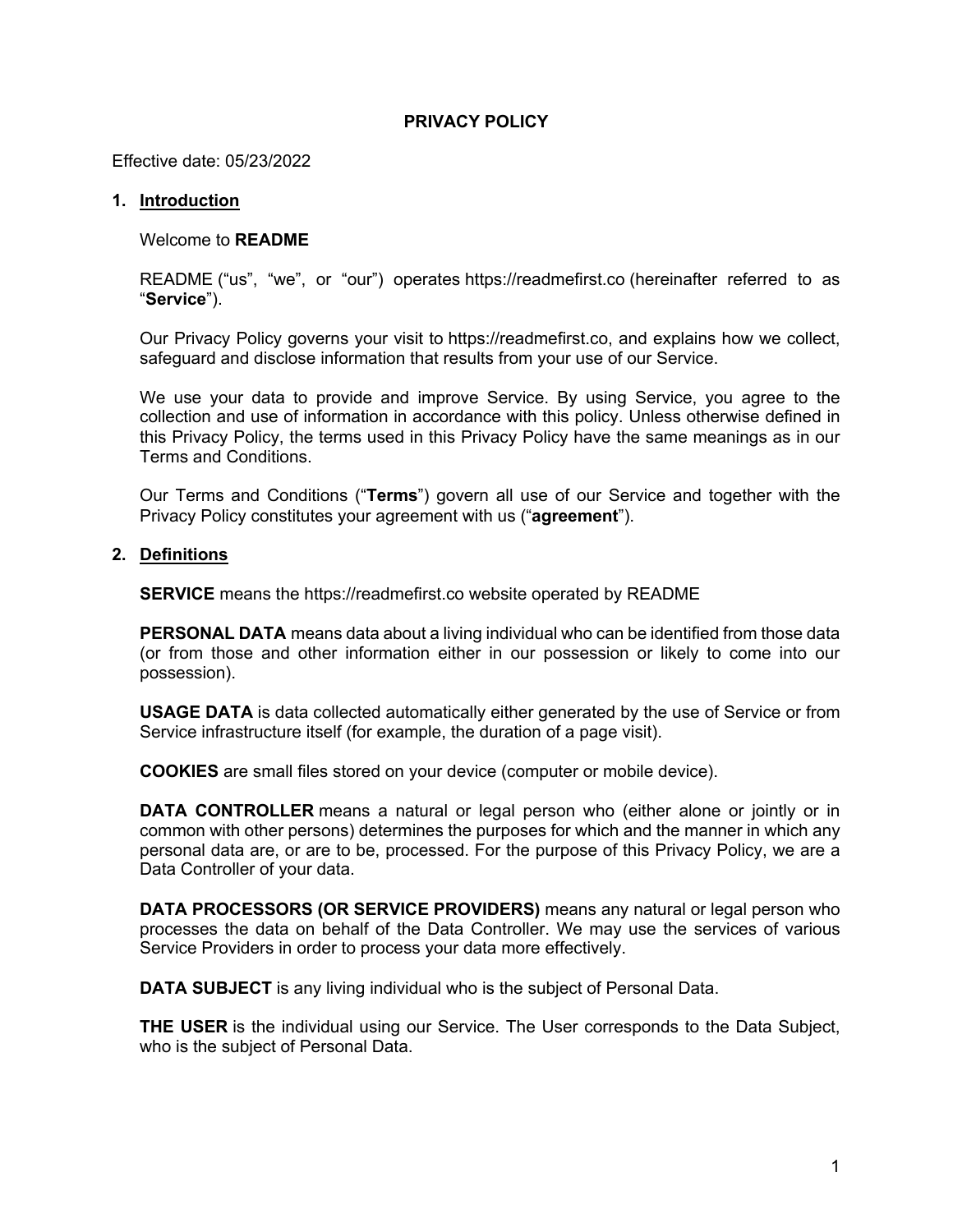# PRIVACY POLICY

Effective date: 05/23/2022

## 1. Introduction

Welcome to **README**

README (“us”, “we”, or “our”) operates https://readmefirst.co (hereinafter referred to as “**Service**”).

Our Privacy Policy governs your visit to https://readmefirst.co, and explains how we collect, safeguard and disclose information that results from your use of our Service.

We use your data to provide and improve Service. By using Service, you agree to the collection and use of information in accordance with this policy. Unless otherwise defined in this Privacy Policy, the terms used in this Privacy Policy have the same meanings as in our Terms and Conditions.

Our Terms and Conditions (“**Terms**”) govern all use of our Service and together with the Privacy Policy constitutes your agreement with us (“**agreement**”).

## 2. Definitions

**SERVICE** means the https://readmefirst.co website operated by README

**PERSONAL DATA** means data about a living individual who can be identified from those data (or from those and other information either in our possession or likely to come into our possession).

**USAGE DATA** is data collected automatically either generated by the use of Service or from Service infrastructure itself (for example, the duration of a page visit).

**COOKIES** are small files stored on your device (computer or mobile device).

**DATA CONTROLLER** means a natural or legal person who (either alone or jointly or in common with other persons) determines the purposes for which and the manner in which any personal data are, or are to be, processed. For the purpose of this Privacy Policy, we are a Data Controller of your data.

**DATA PROCESSORS (OR SERVICE PROVIDERS)** means any natural or legal person who processes the data on behalf of the Data Controller. We may use the services of various Service Providers in order to process your data more effectively.

**DATA SUBJECT** is any living individual who is the subject of Personal Data.

**THE USER** is the individual using our Service. The User corresponds to the Data Subject, who is the subject of Personal Data.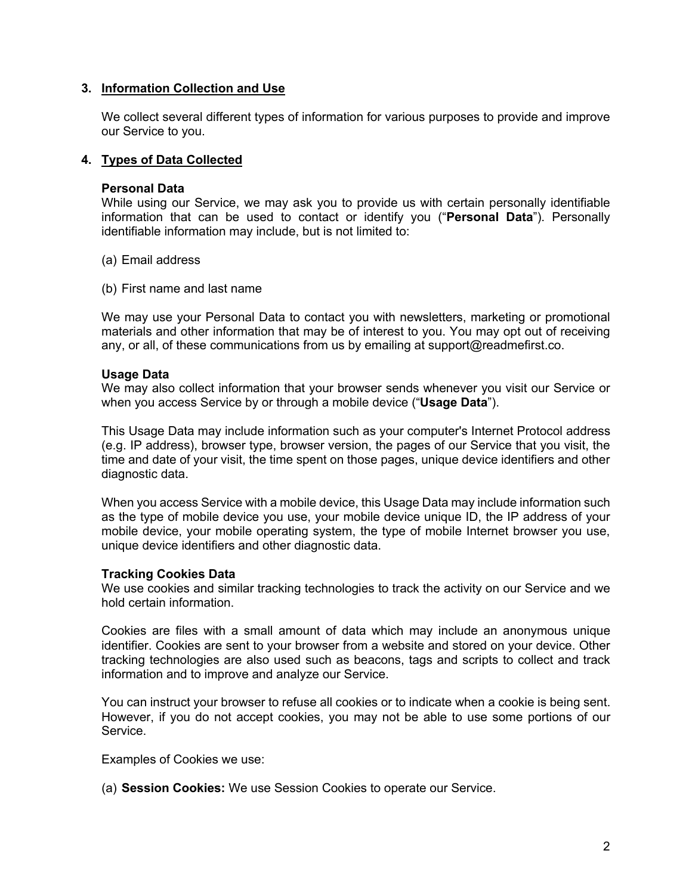## 3. Information Collection and Use

We collect several different types of information for various purposes to provide and improve our Service to you.

## 4. Types of Data Collected

**Personal Data**
While using our Service, we may ask you to provide us with certain personally identifiable information that can be used to contact or identify you ("**Personal Data**"). Personally identifiable information may include, but is not limited to:

(a) Email address

(b) First name and last name

We may use your Personal Data to contact you with newsletters, marketing or promotional materials and other information that may be of interest to you. You may opt out of receiving any, or all, of these communications from us by emailing at support@readmefirst.co.

**Usage Data**
We may also collect information that your browser sends whenever you visit our Service or when you access Service by or through a mobile device ("**Usage Data**").

This Usage Data may include information such as your computer's Internet Protocol address (e.g. IP address), browser type, browser version, the pages of our Service that you visit, the time and date of your visit, the time spent on those pages, unique device identifiers and other diagnostic data.

When you access Service with a mobile device, this Usage Data may include information such as the type of mobile device you use, your mobile device unique ID, the IP address of your mobile device, your mobile operating system, the type of mobile Internet browser you use, unique device identifiers and other diagnostic data.

**Tracking Cookies Data**
We use cookies and similar tracking technologies to track the activity on our Service and we hold certain information.

Cookies are files with a small amount of data which may include an anonymous unique identifier. Cookies are sent to your browser from a website and stored on your device. Other tracking technologies are also used such as beacons, tags and scripts to collect and track information and to improve and analyze our Service.

You can instruct your browser to refuse all cookies or to indicate when a cookie is being sent. However, if you do not accept cookies, you may not be able to use some portions of our Service.

Examples of Cookies we use:

(a) **Session Cookies:** We use Session Cookies to operate our Service.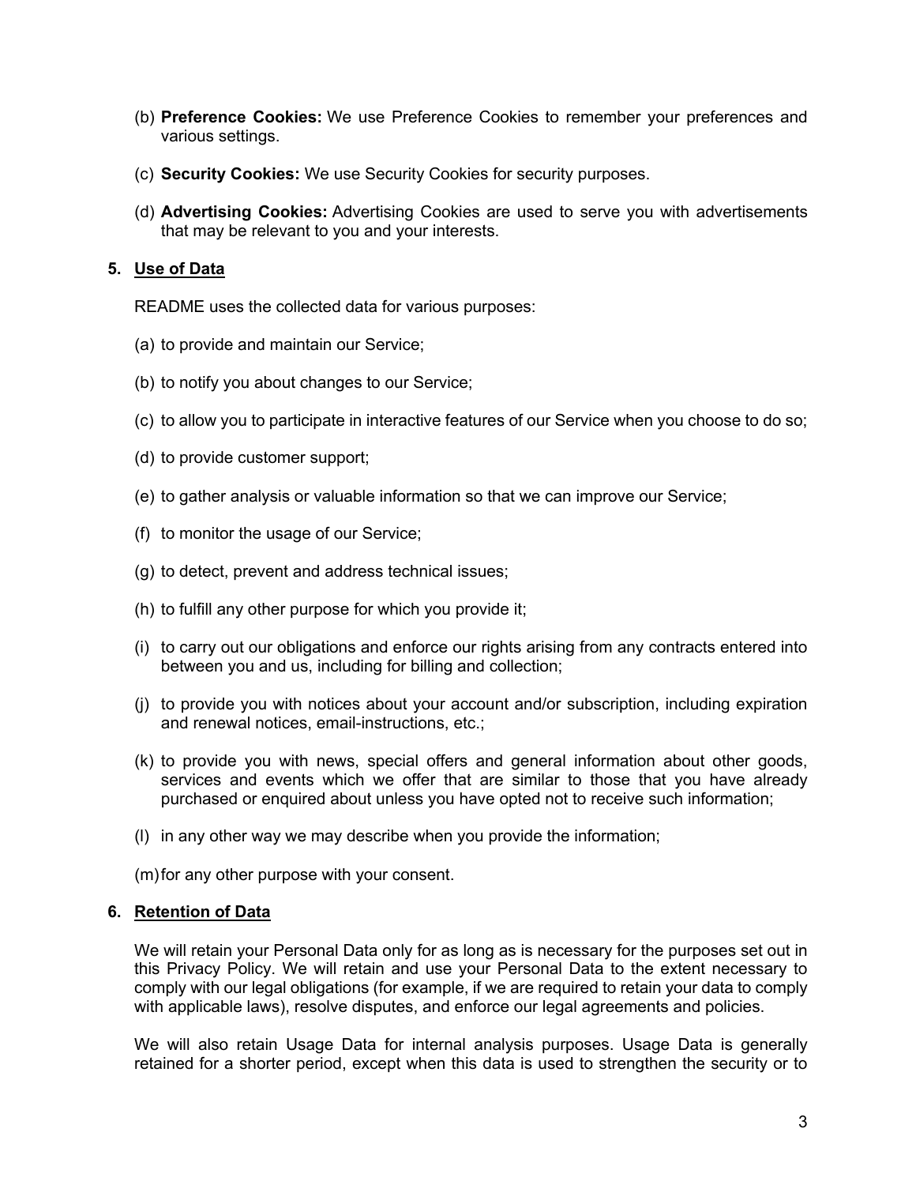(b) **Preference Cookies:** We use Preference Cookies to remember your preferences and various settings.

(c) **Security Cookies:** We use Security Cookies for security purposes.

(d) **Advertising Cookies:** Advertising Cookies are used to serve you with advertisements that may be relevant to you and your interests.

## 5. Use of Data

README uses the collected data for various purposes:

(a) to provide and maintain our Service;

(b) to notify you about changes to our Service;

(c) to allow you to participate in interactive features of our Service when you choose to do so;

(d) to provide customer support;

(e) to gather analysis or valuable information so that we can improve our Service;

(f) to monitor the usage of our Service;

(g) to detect, prevent and address technical issues;

(h) to fulfill any other purpose for which you provide it;

(i) to carry out our obligations and enforce our rights arising from any contracts entered into between you and us, including for billing and collection;

(j) to provide you with notices about your account and/or subscription, including expiration and renewal notices, email-instructions, etc.;

(k) to provide you with news, special offers and general information about other goods, services and events which we offer that are similar to those that you have already purchased or enquired about unless you have opted not to receive such information;

(l) in any other way we may describe when you provide the information;

(m) for any other purpose with your consent.

## 6. Retention of Data

We will retain your Personal Data only for as long as is necessary for the purposes set out in this Privacy Policy. We will retain and use your Personal Data to the extent necessary to comply with our legal obligations (for example, if we are required to retain your data to comply with applicable laws), resolve disputes, and enforce our legal agreements and policies.

We will also retain Usage Data for internal analysis purposes. Usage Data is generally retained for a shorter period, except when this data is used to strengthen the security or to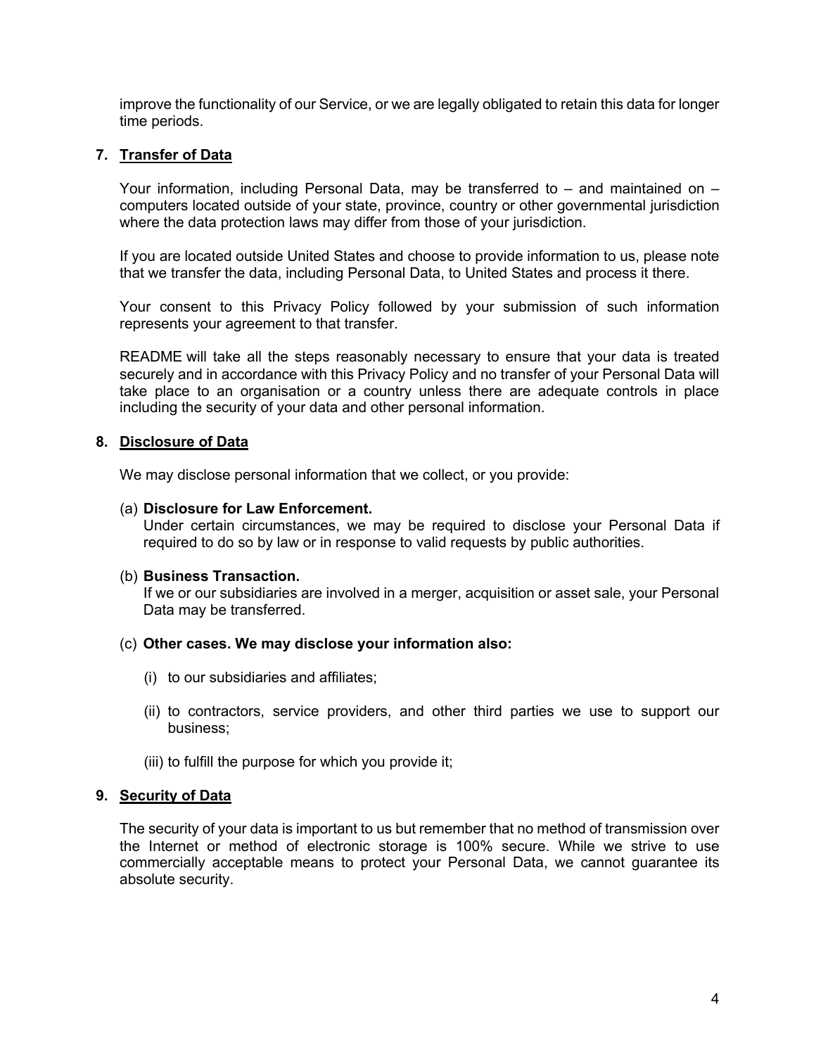improve the functionality of our Service, or we are legally obligated to retain this data for longer time periods.

## 7. Transfer of Data

Your information, including Personal Data, may be transferred to – and maintained on – computers located outside of your state, province, country or other governmental jurisdiction where the data protection laws may differ from those of your jurisdiction.

If you are located outside United States and choose to provide information to us, please note that we transfer the data, including Personal Data, to United States and process it there.

Your consent to this Privacy Policy followed by your submission of such information represents your agreement to that transfer.

README will take all the steps reasonably necessary to ensure that your data is treated securely and in accordance with this Privacy Policy and no transfer of your Personal Data will take place to an organisation or a country unless there are adequate controls in place including the security of your data and other personal information.

## 8. Disclosure of Data

We may disclose personal information that we collect, or you provide:

(a) **Disclosure for Law Enforcement.**
Under certain circumstances, we may be required to disclose your Personal Data if required to do so by law or in response to valid requests by public authorities.

(b) **Business Transaction.**
If we or our subsidiaries are involved in a merger, acquisition or asset sale, your Personal Data may be transferred.

(c) **Other cases. We may disclose your information also:**

- (i) to our subsidiaries and affiliates;
- (ii) to contractors, service providers, and other third parties we use to support our business;
- (iii) to fulfill the purpose for which you provide it;

## 9. Security of Data

The security of your data is important to us but remember that no method of transmission over the Internet or method of electronic storage is 100% secure. While we strive to use commercially acceptable means to protect your Personal Data, we cannot guarantee its absolute security.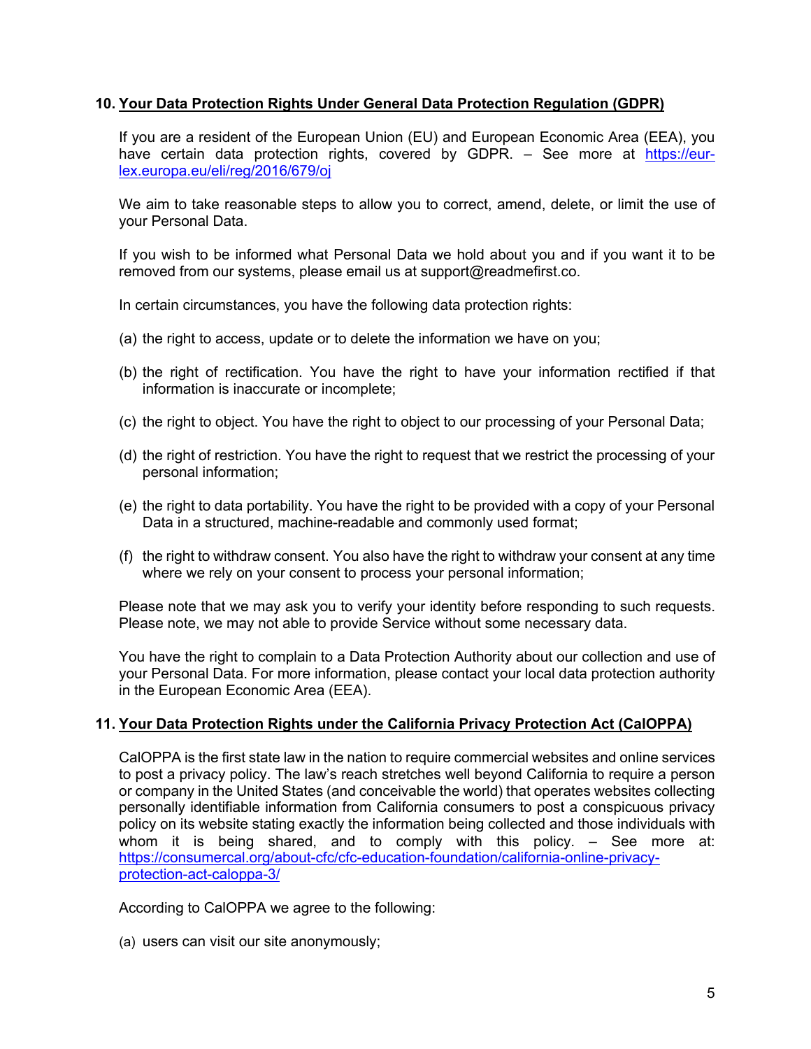## 10. Your Data Protection Rights Under General Data Protection Regulation (GDPR)

If you are a resident of the European Union (EU) and European Economic Area (EEA), you have certain data protection rights, covered by GDPR. – See more at [https://eur-lex.europa.eu/eli/reg/2016/679/oj](https://eur-lex.europa.eu/eli/reg/2016/679/oj)

We aim to take reasonable steps to allow you to correct, amend, delete, or limit the use of your Personal Data.

If you wish to be informed what Personal Data we hold about you and if you want it to be removed from our systems, please email us at support@readmefirst.co.

In certain circumstances, you have the following data protection rights:

(a) the right to access, update or to delete the information we have on you;

(b) the right of rectification. You have the right to have your information rectified if that information is inaccurate or incomplete;

(c) the right to object. You have the right to object to our processing of your Personal Data;

(d) the right of restriction. You have the right to request that we restrict the processing of your personal information;

(e) the right to data portability. You have the right to be provided with a copy of your Personal Data in a structured, machine-readable and commonly used format;

(f) the right to withdraw consent. You also have the right to withdraw your consent at any time where we rely on your consent to process your personal information;

Please note that we may ask you to verify your identity before responding to such requests. Please note, we may not able to provide Service without some necessary data.

You have the right to complain to a Data Protection Authority about our collection and use of your Personal Data. For more information, please contact your local data protection authority in the European Economic Area (EEA).

## 11. Your Data Protection Rights under the California Privacy Protection Act (CalOPPA)

CalOPPA is the first state law in the nation to require commercial websites and online services to post a privacy policy. The law's reach stretches well beyond California to require a person or company in the United States (and conceivable the world) that operates websites collecting personally identifiable information from California consumers to post a conspicuous privacy policy on its website stating exactly the information being collected and those individuals with whom it is being shared, and to comply with this policy. – See more at: [https://consumercal.org/about-cfc/cfc-education-foundation/california-online-privacy-protection-act-caloppa-3/](https://consumercal.org/about-cfc/cfc-education-foundation/california-online-privacy-protection-act-caloppa-3/)

According to CalOPPA we agree to the following:

(a) users can visit our site anonymously;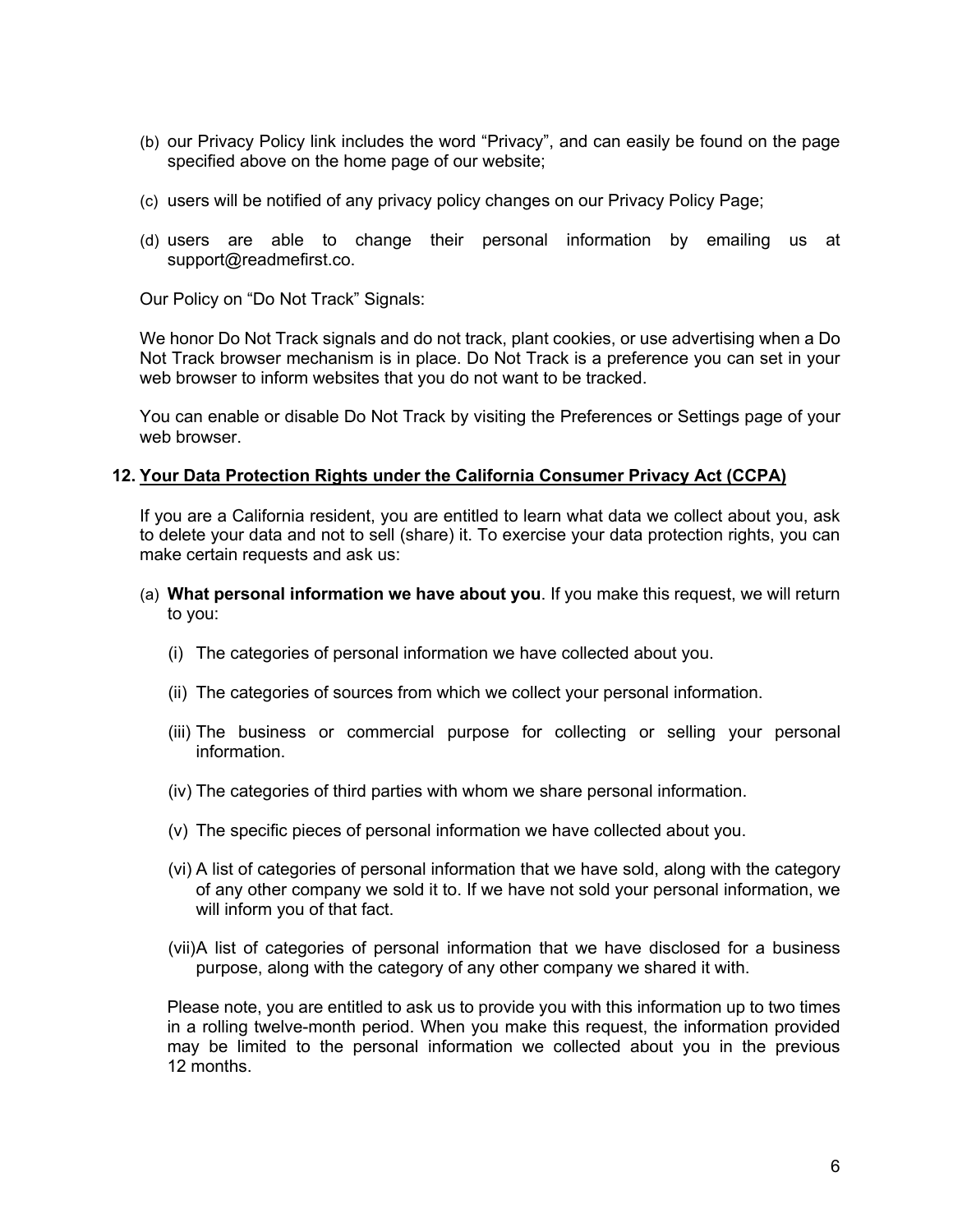(b) our Privacy Policy link includes the word "Privacy", and can easily be found on the page specified above on the home page of our website;

(c) users will be notified of any privacy policy changes on our Privacy Policy Page;

(d) users are able to change their personal information by emailing us at support@readmefirst.co.

Our Policy on "Do Not Track" Signals:

We honor Do Not Track signals and do not track, plant cookies, or use advertising when a Do Not Track browser mechanism is in place. Do Not Track is a preference you can set in your web browser to inform websites that you do not want to be tracked.

You can enable or disable Do Not Track by visiting the Preferences or Settings page of your web browser.

## 12. Your Data Protection Rights under the California Consumer Privacy Act (CCPA)

If you are a California resident, you are entitled to learn what data we collect about you, ask to delete your data and not to sell (share) it. To exercise your data protection rights, you can make certain requests and ask us:

(a) **What personal information we have about you**. If you make this request, we will return to you:

(i) The categories of personal information we have collected about you.

(ii) The categories of sources from which we collect your personal information.

(iii) The business or commercial purpose for collecting or selling your personal information.

(iv) The categories of third parties with whom we share personal information.

(v) The specific pieces of personal information we have collected about you.

(vi) A list of categories of personal information that we have sold, along with the category of any other company we sold it to. If we have not sold your personal information, we will inform you of that fact.

(vii) A list of categories of personal information that we have disclosed for a business purpose, along with the category of any other company we shared it with.

Please note, you are entitled to ask us to provide you with this information up to two times in a rolling twelve-month period. When you make this request, the information provided may be limited to the personal information we collected about you in the previous 12 months.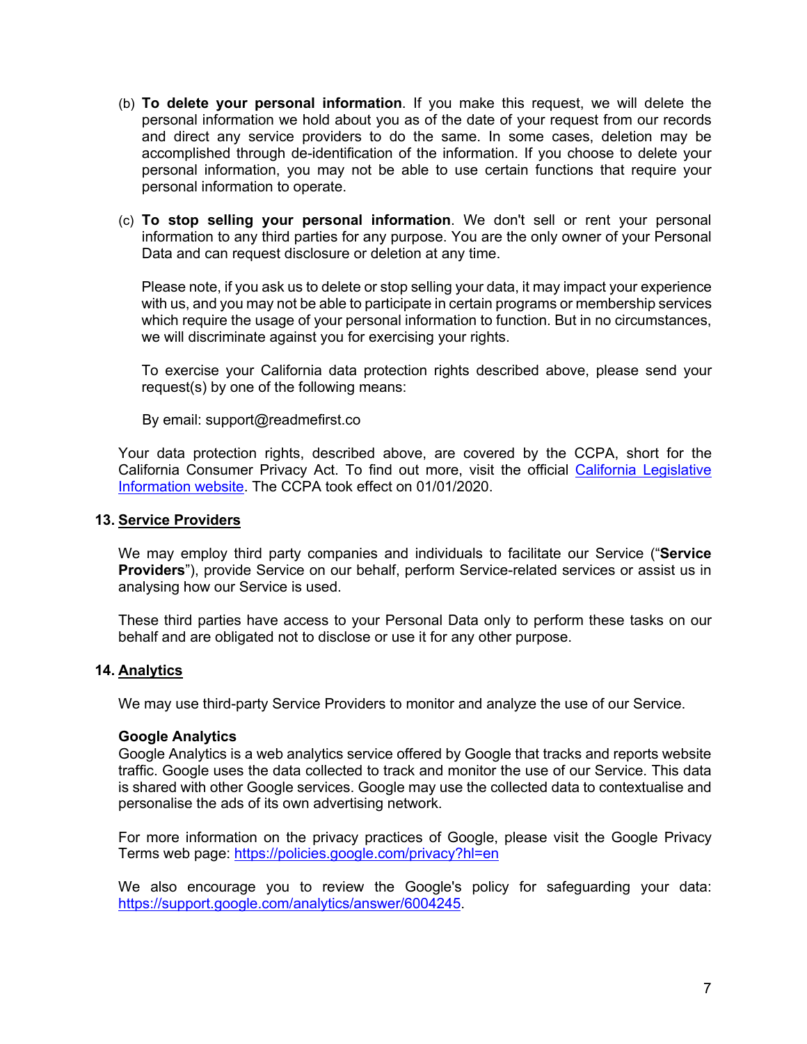(b) **To delete your personal information**. If you make this request, we will delete the personal information we hold about you as of the date of your request from our records and direct any service providers to do the same. In some cases, deletion may be accomplished through de-identification of the information. If you choose to delete your personal information, you may not be able to use certain functions that require your personal information to operate.

(c) **To stop selling your personal information**. We don't sell or rent your personal information to any third parties for any purpose. You are the only owner of your Personal Data and can request disclosure or deletion at any time.

Please note, if you ask us to delete or stop selling your data, it may impact your experience with us, and you may not be able to participate in certain programs or membership services which require the usage of your personal information to function. But in no circumstances, we will discriminate against you for exercising your rights.

To exercise your California data protection rights described above, please send your request(s) by one of the following means:

By email: support@readmefirst.co

Your data protection rights, described above, are covered by the CCPA, short for the California Consumer Privacy Act. To find out more, visit the official [California Legislative Information website](). The CCPA took effect on 01/01/2020.

## 13. Service Providers

We may employ third party companies and individuals to facilitate our Service ("**Service Providers**"), provide Service on our behalf, perform Service-related services or assist us in analysing how our Service is used.

These third parties have access to your Personal Data only to perform these tasks on our behalf and are obligated not to disclose or use it for any other purpose.

## 14. Analytics

We may use third-party Service Providers to monitor and analyze the use of our Service.

**Google Analytics**
Google Analytics is a web analytics service offered by Google that tracks and reports website traffic. Google uses the data collected to track and monitor the use of our Service. This data is shared with other Google services. Google may use the collected data to contextualise and personalise the ads of its own advertising network.

For more information on the privacy practices of Google, please visit the Google Privacy Terms web page: https://policies.google.com/privacy?hl=en

We also encourage you to review the Google's policy for safeguarding your data: https://support.google.com/analytics/answer/6004245.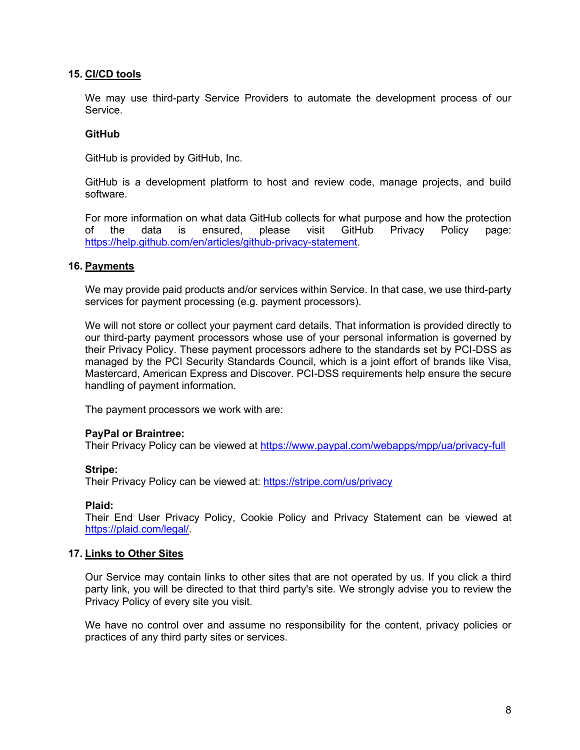## 15. CI/CD tools

We may use third-party Service Providers to automate the development process of our Service.

**GitHub**

GitHub is provided by GitHub, Inc.

GitHub is a development platform to host and review code, manage projects, and build software.

For more information on what data GitHub collects for what purpose and how the protection of the data is ensured, please visit GitHub Privacy Policy page: https://help.github.com/en/articles/github-privacy-statement.

## 16. Payments

We may provide paid products and/or services within Service. In that case, we use third-party services for payment processing (e.g. payment processors).

We will not store or collect your payment card details. That information is provided directly to our third-party payment processors whose use of your personal information is governed by their Privacy Policy. These payment processors adhere to the standards set by PCI-DSS as managed by the PCI Security Standards Council, which is a joint effort of brands like Visa, Mastercard, American Express and Discover. PCI-DSS requirements help ensure the secure handling of payment information.

The payment processors we work with are:

**PayPal or Braintree:**
Their Privacy Policy can be viewed at https://www.paypal.com/webapps/mpp/ua/privacy-full

**Stripe:**
Their Privacy Policy can be viewed at: https://stripe.com/us/privacy

**Plaid:**
Their End User Privacy Policy, Cookie Policy and Privacy Statement can be viewed at https://plaid.com/legal/.

## 17. Links to Other Sites

Our Service may contain links to other sites that are not operated by us. If you click a third party link, you will be directed to that third party's site. We strongly advise you to review the Privacy Policy of every site you visit.

We have no control over and assume no responsibility for the content, privacy policies or practices of any third party sites or services.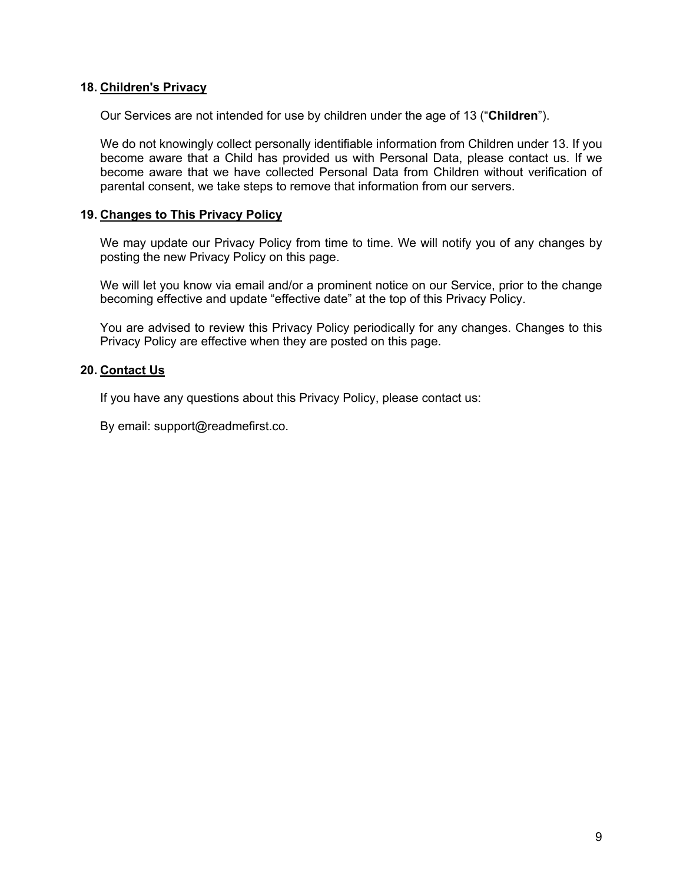## 18. Children's Privacy

Our Services are not intended for use by children under the age of 13 ("**Children**").

We do not knowingly collect personally identifiable information from Children under 13. If you become aware that a Child has provided us with Personal Data, please contact us. If we become aware that we have collected Personal Data from Children without verification of parental consent, we take steps to remove that information from our servers.

## 19. Changes to This Privacy Policy

We may update our Privacy Policy from time to time. We will notify you of any changes by posting the new Privacy Policy on this page.

We will let you know via email and/or a prominent notice on our Service, prior to the change becoming effective and update "effective date" at the top of this Privacy Policy.

You are advised to review this Privacy Policy periodically for any changes. Changes to this Privacy Policy are effective when they are posted on this page.

## 20. Contact Us

If you have any questions about this Privacy Policy, please contact us:

By email: support@readmefirst.co.